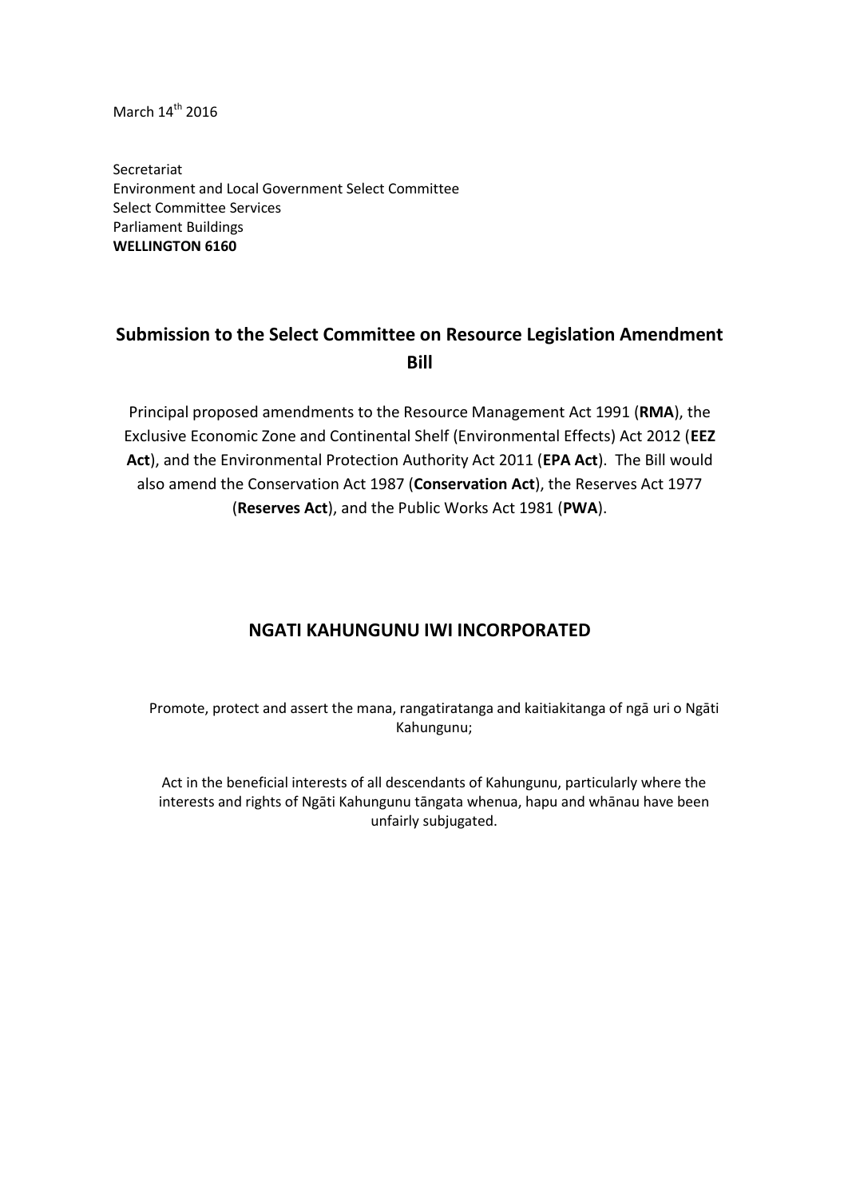March 14th 2016

Secretariat  
Environment and Local Government Select Committee  
Select Committee Services  
Parliament Buildings  
**WELLINGTON 6160**

# Submission to the Select Committee on Resource Legislation Amendment Bill

Principal proposed amendments to the Resource Management Act 1991 (**RMA**), the Exclusive Economic Zone and Continental Shelf (Environmental Effects) Act 2012 (**EEZ Act**), and the Environmental Protection Authority Act 2011 (**EPA Act**). The Bill would also amend the Conservation Act 1987 (**Conservation Act**), the Reserves Act 1977 (**Reserves Act**), and the Public Works Act 1981 (**PWA**).

## NGATI KAHUNGUNU IWI INCORPORATED

Promote, protect and assert the mana, rangatiratanga and kaitiakitanga of ngā uri o Ngāti Kahungunu;

Act in the beneficial interests of all descendants of Kahungunu, particularly where the interests and rights of Ngāti Kahungunu tāngata whenua, hapu and whānau have been unfairly subjugated.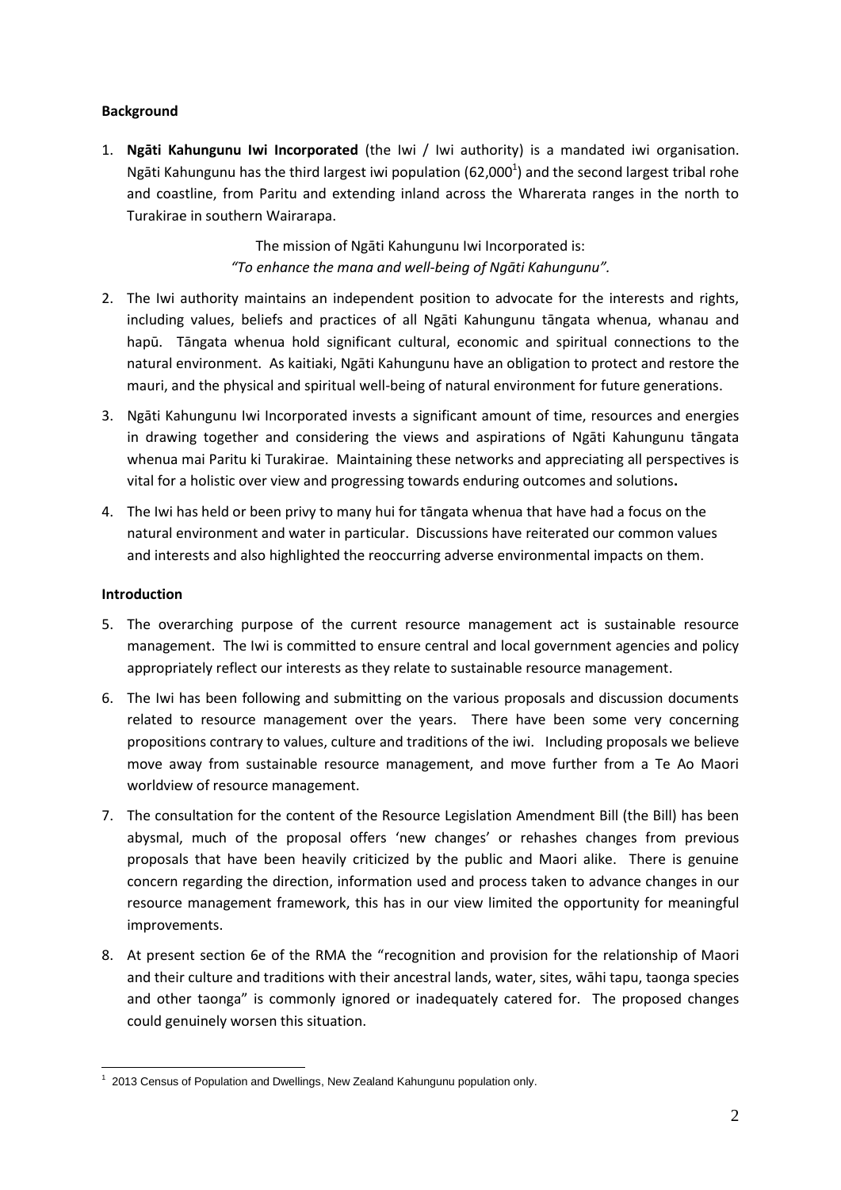**Background**

1. **Ngāti Kahungunu Iwi Incorporated** (the Iwi / Iwi authority) is a mandated iwi organisation. Ngāti Kahungunu has the third largest iwi population (62,000[1]) and the second largest tribal rohe and coastline, from Paritu and extending inland across the Wharerata ranges in the north to Turakirae in southern Wairarapa.

   The mission of Ngāti Kahungunu Iwi Incorporated is:
   *"To enhance the mana and well-being of Ngāti Kahungunu".*

2. The Iwi authority maintains an independent position to advocate for the interests and rights, including values, beliefs and practices of all Ngāti Kahungunu tāngata whenua, whanau and hapū. Tāngata whenua hold significant cultural, economic and spiritual connections to the natural environment. As kaitiaki, Ngāti Kahungunu have an obligation to protect and restore the mauri, and the physical and spiritual well-being of natural environment for future generations.

3. Ngāti Kahungunu Iwi Incorporated invests a significant amount of time, resources and energies in drawing together and considering the views and aspirations of Ngāti Kahungunu tāngata whenua mai Paritu ki Turakirae. Maintaining these networks and appreciating all perspectives is vital for a holistic over view and progressing towards enduring outcomes and solutions**.**

4. The Iwi has held or been privy to many hui for tāngata whenua that have had a focus on the natural environment and water in particular. Discussions have reiterated our common values and interests and also highlighted the reoccurring adverse environmental impacts on them.

**Introduction**

5. The overarching purpose of the current resource management act is sustainable resource management. The Iwi is committed to ensure central and local government agencies and policy appropriately reflect our interests as they relate to sustainable resource management.

6. The Iwi has been following and submitting on the various proposals and discussion documents related to resource management over the years. There have been some very concerning propositions contrary to values, culture and traditions of the iwi. Including proposals we believe move away from sustainable resource management, and move further from a Te Ao Maori worldview of resource management.

7. The consultation for the content of the Resource Legislation Amendment Bill (the Bill) has been abysmal, much of the proposal offers 'new changes' or rehashes changes from previous proposals that have been heavily criticized by the public and Maori alike. There is genuine concern regarding the direction, information used and process taken to advance changes in our resource management framework, this has in our view limited the opportunity for meaningful improvements.

8. At present section 6e of the RMA the "recognition and provision for the relationship of Maori and their culture and traditions with their ancestral lands, water, sites, wāhi tapu, taonga species and other taonga" is commonly ignored or inadequately catered for. The proposed changes could genuinely worsen this situation.

---

[1] 2013 Census of Population and Dwellings, New Zealand Kahungunu population only.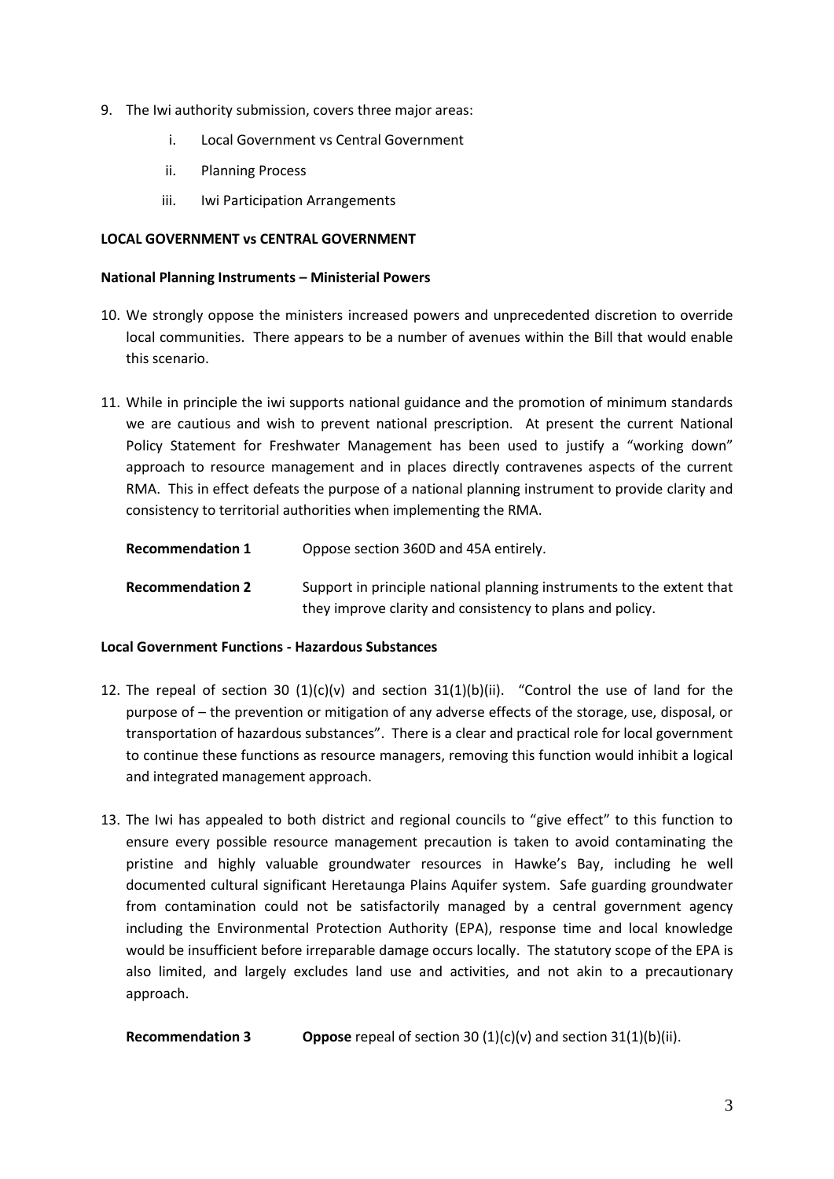9. The Iwi authority submission, covers three major areas:

   i. Local Government vs Central Government

   ii. Planning Process

   iii. Iwi Participation Arrangements

**LOCAL GOVERNMENT vs CENTRAL GOVERNMENT**

**National Planning Instruments – Ministerial Powers**

10. We strongly oppose the ministers increased powers and unprecedented discretion to override local communities. There appears to be a number of avenues within the Bill that would enable this scenario.

11. While in principle the iwi supports national guidance and the promotion of minimum standards we are cautious and wish to prevent national prescription. At present the current National Policy Statement for Freshwater Management has been used to justify a "working down" approach to resource management and in places directly contravenes aspects of the current RMA. This in effect defeats the purpose of a national planning instrument to provide clarity and consistency to territorial authorities when implementing the RMA.

| | |
|---|---|
| **Recommendation 1** | Oppose section 360D and 45A entirely. |
| **Recommendation 2** | Support in principle national planning instruments to the extent that they improve clarity and consistency to plans and policy. |

**Local Government Functions - Hazardous Substances**

12. The repeal of section 30 (1)(c)(v) and section 31(1)(b)(ii). "Control the use of land for the purpose of – the prevention or mitigation of any adverse effects of the storage, use, disposal, or transportation of hazardous substances". There is a clear and practical role for local government to continue these functions as resource managers, removing this function would inhibit a logical and integrated management approach.

13. The Iwi has appealed to both district and regional councils to "give effect" to this function to ensure every possible resource management precaution is taken to avoid contaminating the pristine and highly valuable groundwater resources in Hawke's Bay, including he well documented cultural significant Heretaunga Plains Aquifer system. Safe guarding groundwater from contamination could not be satisfactorily managed by a central government agency including the Environmental Protection Authority (EPA), response time and local knowledge would be insufficient before irreparable damage occurs locally. The statutory scope of the EPA is also limited, and largely excludes land use and activities, and not akin to a precautionary approach.

| | |
|---|---|
| **Recommendation 3** | **Oppose** repeal of section 30 (1)(c)(v) and section 31(1)(b)(ii). |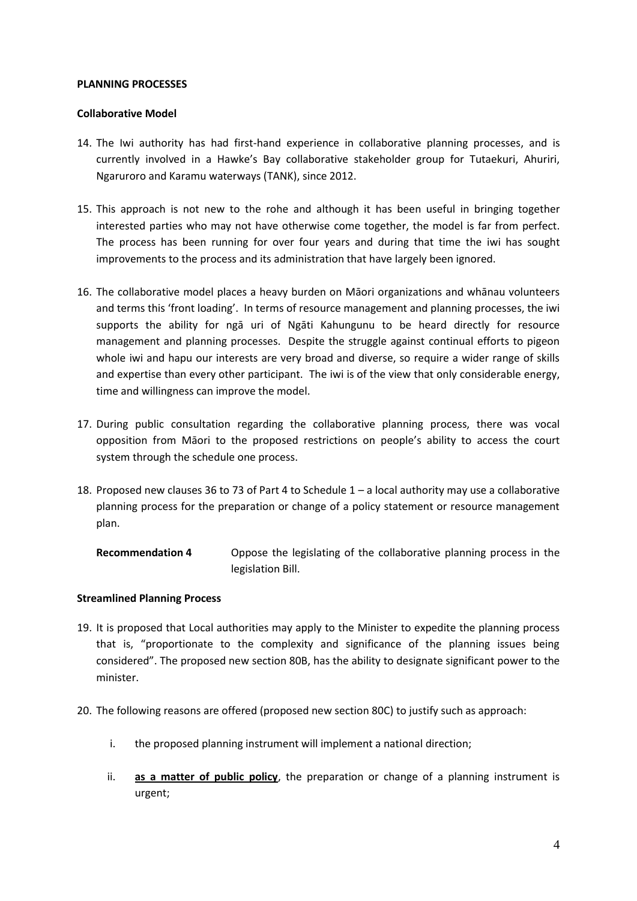**PLANNING PROCESSES**

**Collaborative Model**

14. The Iwi authority has had first-hand experience in collaborative planning processes, and is currently involved in a Hawke's Bay collaborative stakeholder group for Tutaekuri, Ahuriri, Ngaruroro and Karamu waterways (TANK), since 2012.

15. This approach is not new to the rohe and although it has been useful in bringing together interested parties who may not have otherwise come together, the model is far from perfect. The process has been running for over four years and during that time the iwi has sought improvements to the process and its administration that have largely been ignored.

16. The collaborative model places a heavy burden on Māori organizations and whānau volunteers and terms this 'front loading'. In terms of resource management and planning processes, the iwi supports the ability for ngā uri of Ngāti Kahungunu to be heard directly for resource management and planning processes. Despite the struggle against continual efforts to pigeon whole iwi and hapu our interests are very broad and diverse, so require a wider range of skills and expertise than every other participant. The iwi is of the view that only considerable energy, time and willingness can improve the model.

17. During public consultation regarding the collaborative planning process, there was vocal opposition from Māori to the proposed restrictions on people's ability to access the court system through the schedule one process.

18. Proposed new clauses 36 to 73 of Part 4 to Schedule 1 – a local authority may use a collaborative planning process for the preparation or change of a policy statement or resource management plan.

**Recommendation 4** Oppose the legislating of the collaborative planning process in the legislation Bill.

**Streamlined Planning Process**

19. It is proposed that Local authorities may apply to the Minister to expedite the planning process that is, "proportionate to the complexity and significance of the planning issues being considered". The proposed new section 80B, has the ability to designate significant power to the minister.

20. The following reasons are offered (proposed new section 80C) to justify such as approach:

    i. the proposed planning instrument will implement a national direction;

    ii. **as a matter of public policy**, the preparation or change of a planning instrument is urgent;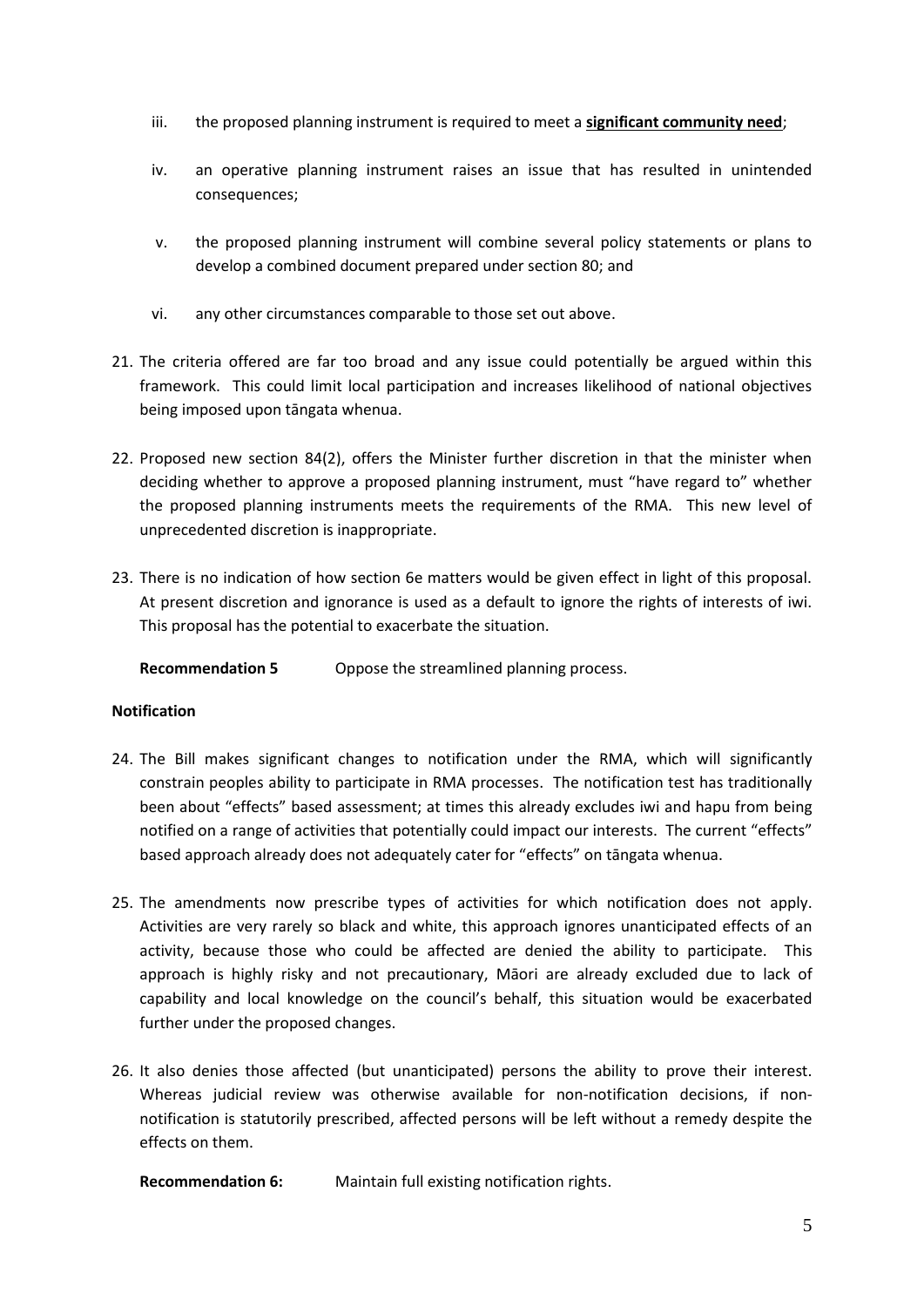iii. the proposed planning instrument is required to meet a **significant community need**;

iv. an operative planning instrument raises an issue that has resulted in unintended consequences;

v. the proposed planning instrument will combine several policy statements or plans to develop a combined document prepared under section 80; and

vi. any other circumstances comparable to those set out above.

21. The criteria offered are far too broad and any issue could potentially be argued within this framework. This could limit local participation and increases likelihood of national objectives being imposed upon tāngata whenua.

22. Proposed new section 84(2), offers the Minister further discretion in that the minister when deciding whether to approve a proposed planning instrument, must "have regard to" whether the proposed planning instruments meets the requirements of the RMA. This new level of unprecedented discretion is inappropriate.

23. There is no indication of how section 6e matters would be given effect in light of this proposal. At present discretion and ignorance is used as a default to ignore the rights of interests of iwi. This proposal has the potential to exacerbate the situation.

**Recommendation 5** Oppose the streamlined planning process.

**Notification**

24. The Bill makes significant changes to notification under the RMA, which will significantly constrain peoples ability to participate in RMA processes. The notification test has traditionally been about "effects" based assessment; at times this already excludes iwi and hapu from being notified on a range of activities that potentially could impact our interests. The current "effects" based approach already does not adequately cater for "effects" on tāngata whenua.

25. The amendments now prescribe types of activities for which notification does not apply. Activities are very rarely so black and white, this approach ignores unanticipated effects of an activity, because those who could be affected are denied the ability to participate. This approach is highly risky and not precautionary, Māori are already excluded due to lack of capability and local knowledge on the council's behalf, this situation would be exacerbated further under the proposed changes.

26. It also denies those affected (but unanticipated) persons the ability to prove their interest. Whereas judicial review was otherwise available for non-notification decisions, if non-notification is statutorily prescribed, affected persons will be left without a remedy despite the effects on them.

**Recommendation 6:** Maintain full existing notification rights.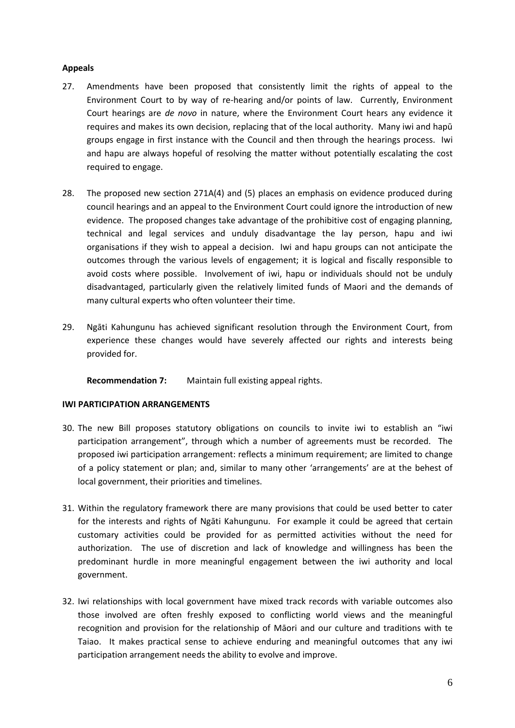**Appeals**

27. Amendments have been proposed that consistently limit the rights of appeal to the Environment Court to by way of re-hearing and/or points of law. Currently, Environment Court hearings are *de novo* in nature, where the Environment Court hears any evidence it requires and makes its own decision, replacing that of the local authority. Many iwi and hapū groups engage in first instance with the Council and then through the hearings process. Iwi and hapu are always hopeful of resolving the matter without potentially escalating the cost required to engage.

28. The proposed new section 271A(4) and (5) places an emphasis on evidence produced during council hearings and an appeal to the Environment Court could ignore the introduction of new evidence. The proposed changes take advantage of the prohibitive cost of engaging planning, technical and legal services and unduly disadvantage the lay person, hapu and iwi organisations if they wish to appeal a decision. Iwi and hapu groups can not anticipate the outcomes through the various levels of engagement; it is logical and fiscally responsible to avoid costs where possible. Involvement of iwi, hapu or individuals should not be unduly disadvantaged, particularly given the relatively limited funds of Maori and the demands of many cultural experts who often volunteer their time.

29. Ngāti Kahungunu has achieved significant resolution through the Environment Court, from experience these changes would have severely affected our rights and interests being provided for.

**Recommendation 7:** Maintain full existing appeal rights.

**IWI PARTICIPATION ARRANGEMENTS**

30. The new Bill proposes statutory obligations on councils to invite iwi to establish an "iwi participation arrangement", through which a number of agreements must be recorded. The proposed iwi participation arrangement: reflects a minimum requirement; are limited to change of a policy statement or plan; and, similar to many other 'arrangements' are at the behest of local government, their priorities and timelines.

31. Within the regulatory framework there are many provisions that could be used better to cater for the interests and rights of Ngāti Kahungunu. For example it could be agreed that certain customary activities could be provided for as permitted activities without the need for authorization. The use of discretion and lack of knowledge and willingness has been the predominant hurdle in more meaningful engagement between the iwi authority and local government.

32. Iwi relationships with local government have mixed track records with variable outcomes also those involved are often freshly exposed to conflicting world views and the meaningful recognition and provision for the relationship of Māori and our culture and traditions with te Taiao. It makes practical sense to achieve enduring and meaningful outcomes that any iwi participation arrangement needs the ability to evolve and improve.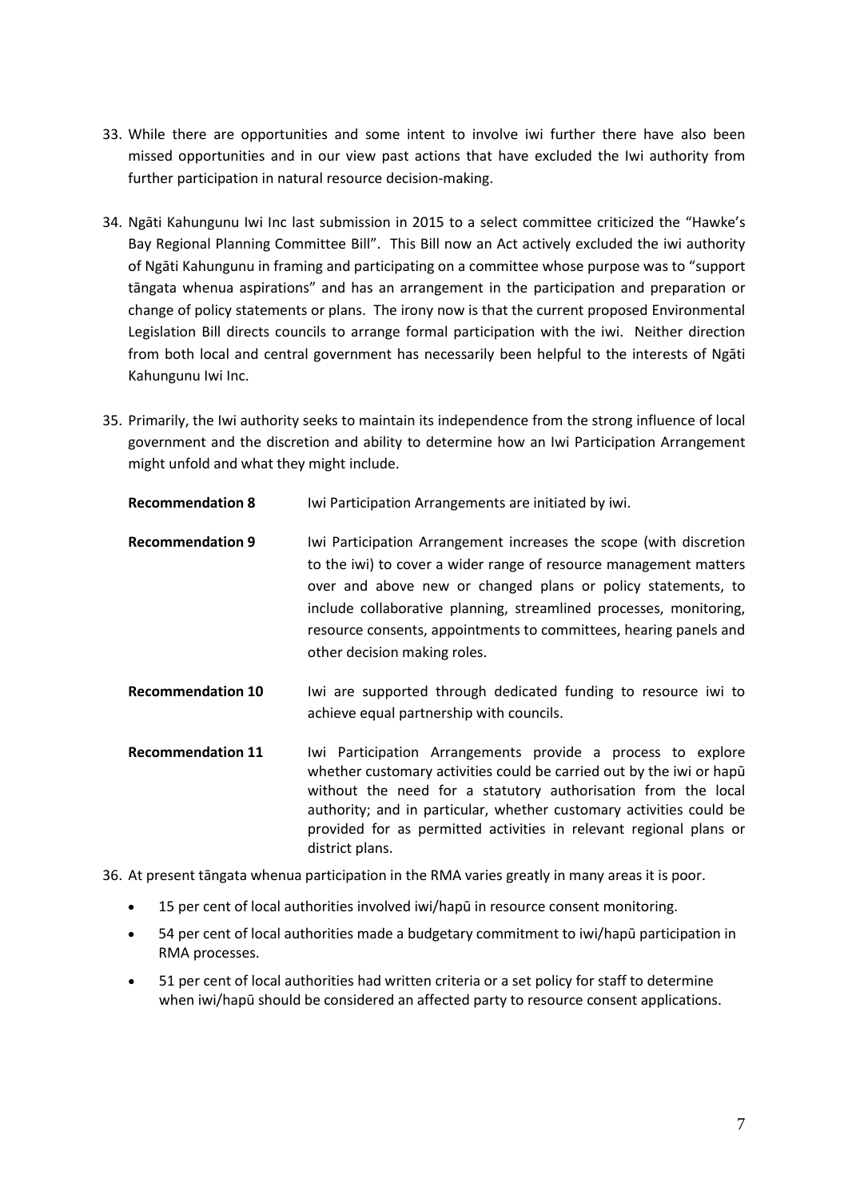33. While there are opportunities and some intent to involve iwi further there have also been missed opportunities and in our view past actions that have excluded the Iwi authority from further participation in natural resource decision-making.

34. Ngāti Kahungunu Iwi Inc last submission in 2015 to a select committee criticized the "Hawke's Bay Regional Planning Committee Bill". This Bill now an Act actively excluded the iwi authority of Ngāti Kahungunu in framing and participating on a committee whose purpose was to "support tāngata whenua aspirations" and has an arrangement in the participation and preparation or change of policy statements or plans. The irony now is that the current proposed Environmental Legislation Bill directs councils to arrange formal participation with the iwi. Neither direction from both local and central government has necessarily been helpful to the interests of Ngāti Kahungunu Iwi Inc.

35. Primarily, the Iwi authority seeks to maintain its independence from the strong influence of local government and the discretion and ability to determine how an Iwi Participation Arrangement might unfold and what they might include.

**Recommendation 8** Iwi Participation Arrangements are initiated by iwi.

**Recommendation 9** Iwi Participation Arrangement increases the scope (with discretion to the iwi) to cover a wider range of resource management matters over and above new or changed plans or policy statements, to include collaborative planning, streamlined processes, monitoring, resource consents, appointments to committees, hearing panels and other decision making roles.

**Recommendation 10** Iwi are supported through dedicated funding to resource iwi to achieve equal partnership with councils.

**Recommendation 11** Iwi Participation Arrangements provide a process to explore whether customary activities could be carried out by the iwi or hapū without the need for a statutory authorisation from the local authority; and in particular, whether customary activities could be provided for as permitted activities in relevant regional plans or district plans.

36. At present tāngata whenua participation in the RMA varies greatly in many areas it is poor.

    - 15 per cent of local authorities involved iwi/hapū in resource consent monitoring.
    - 54 per cent of local authorities made a budgetary commitment to iwi/hapū participation in RMA processes.
    - 51 per cent of local authorities had written criteria or a set policy for staff to determine when iwi/hapū should be considered an affected party to resource consent applications.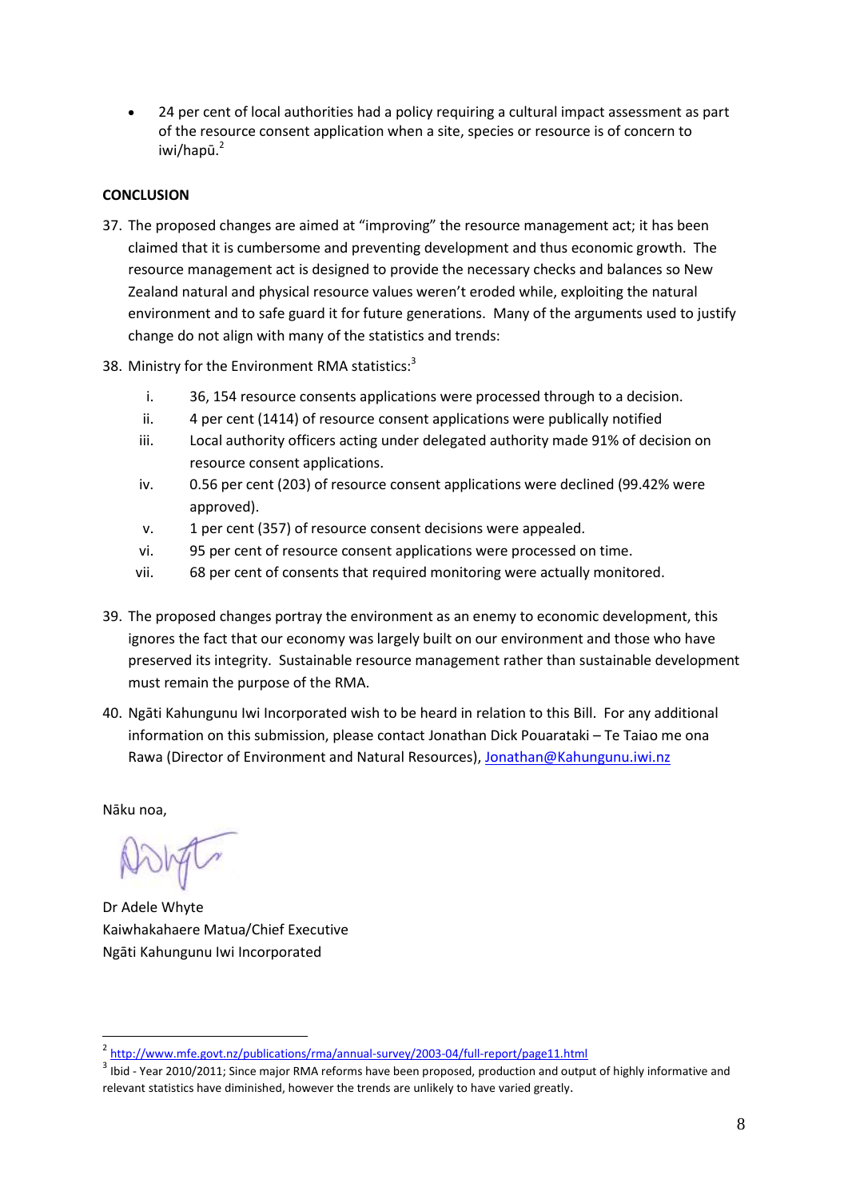- 24 per cent of local authorities had a policy requiring a cultural impact assessment as part of the resource consent application when a site, species or resource is of concern to iwi/hapū.[2]

**CONCLUSION**

37. The proposed changes are aimed at "improving" the resource management act; it has been claimed that it is cumbersome and preventing development and thus economic growth. The resource management act is designed to provide the necessary checks and balances so New Zealand natural and physical resource values weren't eroded while, exploiting the natural environment and to safe guard it for future generations. Many of the arguments used to justify change do not align with many of the statistics and trends:

38. Ministry for the Environment RMA statistics:[3]

    i. 36, 154 resource consents applications were processed through to a decision.
    ii. 4 per cent (1414) of resource consent applications were publically notified
    iii. Local authority officers acting under delegated authority made 91% of decision on resource consent applications.
    iv. 0.56 per cent (203) of resource consent applications were declined (99.42% were approved).
    v. 1 per cent (357) of resource consent decisions were appealed.
    vi. 95 per cent of resource consent applications were processed on time.
    vii. 68 per cent of consents that required monitoring were actually monitored.

39. The proposed changes portray the environment as an enemy to economic development, this ignores the fact that our economy was largely built on our environment and those who have preserved its integrity. Sustainable resource management rather than sustainable development must remain the purpose of the RMA.

40. Ngāti Kahungunu Iwi Incorporated wish to be heard in relation to this Bill. For any additional information on this submission, please contact Jonathan Dick Pouarataki – Te Taiao me ona Rawa (Director of Environment and Natural Resources), Jonathan@Kahungunu.iwi.nz

Nāku noa,

Dr Adele Whyte
Kaiwhakahaere Matua/Chief Executive
Ngāti Kahungunu Iwi Incorporated

---

[2] http://www.mfe.govt.nz/publications/rma/annual-survey/2003-04/full-report/page11.html

[3] Ibid - Year 2010/2011; Since major RMA reforms have been proposed, production and output of highly informative and relevant statistics have diminished, however the trends are unlikely to have varied greatly.